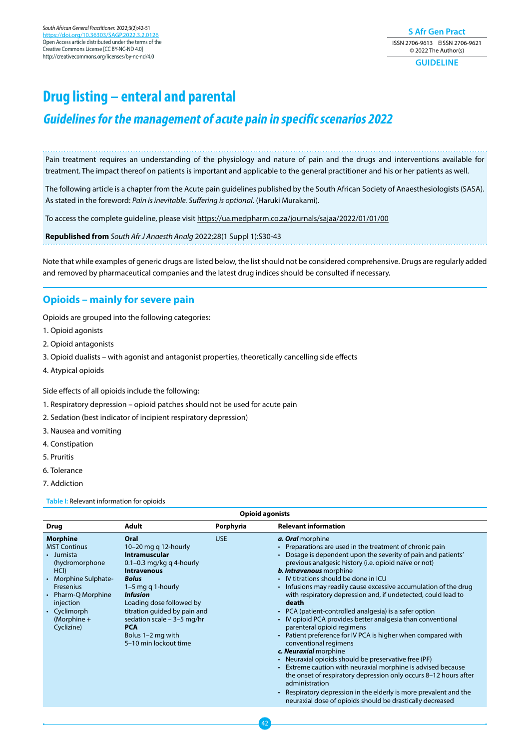# Drug listing – enteral and parental

## *Guidelines for the management of acute pain in specific scenarios 2022*

Pain treatment requires an understanding of the physiology and nature of pain and the drugs and interventions available for treatment. The impact thereof on patients is important and applicable to the general practitioner and his or her patients as well.

The following article is a chapter from the Acute pain guidelines published by the South African Society of Anaesthesiologists (SASA). As stated in the foreword: *Pain is inevitable. Suffering is optional*. (Haruki Murakami).

To access the complete guideline, please visit https://ua.medpharm.co.za/journals/sajaa/2022/01/01/00

**Republished from** *South Afr J Anaesth Analg* 2022;28(1 Suppl 1):S30-43

Note that while examples of generic drugs are listed below, the list should not be considered comprehensive. Drugs are regularly added and removed by pharmaceutical companies and the latest drug indices should be consulted if necessary.

## Opioids – mainly for severe pain

Opioids are grouped into the following categories:

1. Opioid agonists
2. Opioid antagonists
3. Opioid dualists – with agonist and antagonist properties, theoretically cancelling side effects
4. Atypical opioids

Side effects of all opioids include the following:

1. Respiratory depression – opioid patches should not be used for acute pain
2. Sedation (best indicator of incipient respiratory depression)
3. Nausea and vomiting
4. Constipation
5. Pruritis
6. Tolerance
7. Addiction

**Table I:** Relevant information for opioids

| **Opioid agonists** | | | |
|---|---|---|---|
| **Drug** | **Adult** | **Porphyria** | **Relevant information** |
| **Morphine**<br>MST Continus<br>• Jurnista (hydromorphone HCl)<br>• Morphine Sulphate-Fresenius<br>• Pharm-Q Morphine injection<br>• Cyclimorph (Morphine + Cyclizine) | **Oral**<br>10–20 mg q 12-hourly<br>**Intramuscular**<br>0.1–0.3 mg/kg q 4-hourly<br>**Intravenous**<br>***Bolus***<br>1–5 mg q 1-hourly<br>***Infusion***<br>Loading dose followed by titration guided by pain and sedation scale – 3–5 mg/hr<br>**PCA**<br>Bolus 1–2 mg with 5–10 min lockout time | USE | ***a. Oral*** morphine<br>• Preparations are used in the treatment of chronic pain<br>• Dosage is dependent upon the severity of pain and patients' previous analgesic history (i.e. opioid naïve or not)<br>***b. Intravenous*** morphine<br>• IV titrations should be done in ICU<br>• Infusions may readily cause excessive accumulation of the drug with respiratory depression and, if undetected, could lead to **death**<br>• PCA (patient-controlled analgesia) is a safer option<br>• IV opioid PCA provides better analgesia than conventional parenteral opioid regimens<br>• Patient preference for IV PCA is higher when compared with conventional regimens<br>***c. Neuraxial*** morphine<br>• Neuraxial opioids should be preservative free (PF)<br>• Extreme caution with neuraxial morphine is advised because the onset of respiratory depression only occurs 8–12 hours after administration<br>• Respiratory depression in the elderly is more prevalent and the neuraxial dose of opioids should be drastically decreased |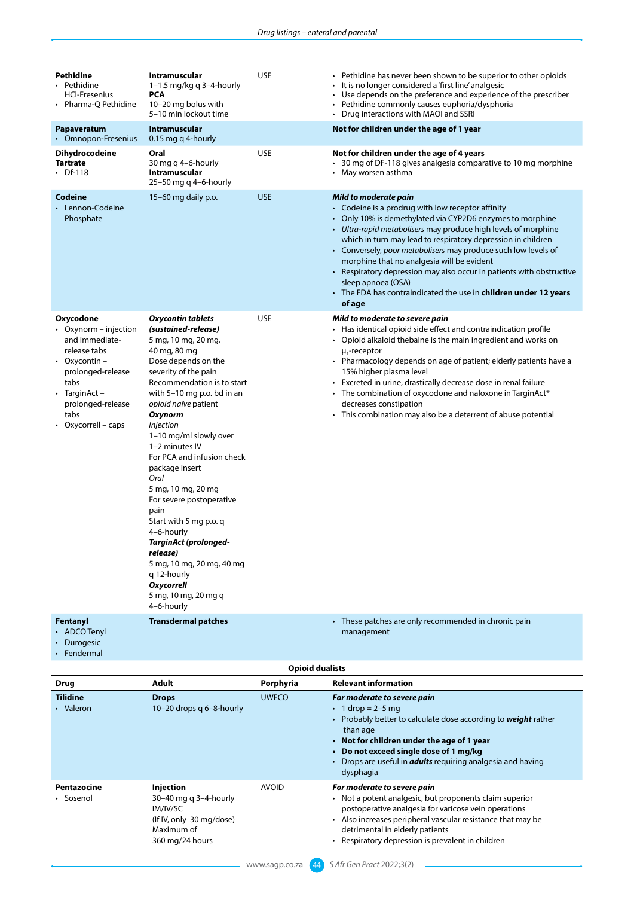| | | | |
|---|---|---|---|
| **Pethidine**<br>• Pethidine HCl-Fresenius<br>• Pharma-Q Pethidine | **Intramuscular**<br>1–1.5 mg/kg q 3–4-hourly<br>**PCA**<br>10–20 mg bolus with 5–10 min lockout time | USE | • Pethidine has never been shown to be superior to other opioids<br>• It is no longer considered a 'first line' analgesic<br>• Use depends on the preference and experience of the prescriber<br>• Pethidine commonly causes euphoria/dysphoria<br>• Drug interactions with MAOI and SSRI |
| **Papaveratum**<br>• Omnopon-Fresenius | **Intramuscular**<br>0.15 mg q 4-hourly | | **Not for children under the age of 1 year** |
| **Dihydrocodeine Tartrate**<br>• Df-118 | **Oral**<br>30 mg q 4–6-hourly<br>**Intramuscular**<br>25–50 mg q 4–6-hourly | USE | **Not for children under the age of 4 years**<br>• 30 mg of DF-118 gives analgesia comparative to 10 mg morphine<br>• May worsen asthma |
| **Codeine**<br>• Lennon-Codeine Phosphate | 15–60 mg daily p.o. | USE | ***Mild to moderate pain***<br>• Codeine is a prodrug with low receptor affinity<br>• Only 10% is demethylated via CYP2D6 enzymes to morphine<br>• *Ultra-rapid metabolisers* may produce high levels of morphine which in turn may lead to respiratory depression in children<br>• Conversely, *poor metabolisers* may produce such low levels of morphine that no analgesia will be evident<br>• Respiratory depression may also occur in patients with obstructive sleep apnoea (OSA)<br>• The FDA has contraindicated the use in **children under 12 years of age** |
| **Oxycodone**<br>• Oxynorm – injection and immediate-release tabs<br>• Oxycontin – prolonged-release tabs<br>• TarginAct – prolonged-release tabs<br>• Oxycorrell – caps | ***Oxycontin tablets (sustained-release)***<br>5 mg, 10 mg, 20 mg, 40 mg, 80 mg<br>Dose depends on the severity of the pain<br>Recommendation is to start with 5–10 mg p.o. bd in an *opioid naïve* patient<br>***Oxynorm***<br>*Injection*<br>1–10 mg/ml slowly over 1–2 minutes IV<br>For PCA and infusion check package insert<br>*Oral*<br>5 mg, 10 mg, 20 mg<br>For severe postoperative pain<br>Start with 5 mg p.o. q 4–6-hourly<br>***TarginAct (prolonged-release)***<br>5 mg, 10 mg, 20 mg, 40 mg q 12-hourly<br>***Oxycorrell***<br>5 mg, 10 mg, 20 mg q 4–6-hourly | USE | ***Mild to moderate to severe pain***<br>• Has identical opioid side effect and contraindication profile<br>• Opioid alkaloid thebaine is the main ingredient and works on $\mu_1$-receptor<br>• Pharmacology depends on age of patient; elderly patients have a 15% higher plasma level<br>• Excreted in urine, drastically decrease dose in renal failure<br>• The combination of oxycodone and naloxone in TarginAct® decreases constipation<br>• This combination may also be a deterrent of abuse potential |
| **Fentanyl**<br>• ADCO Tenyl<br>• Durogesic<br>• Fendermal | **Transdermal patches** | | • These patches are only recommended in chronic pain management |

**Opioid dualists**

| Drug | Adult | Porphyria | Relevant information |
|---|---|---|---|
| **Tilidine**<br>• Valeron | **Drops**<br>10–20 drops q 6–8-hourly | UWECO | ***For moderate to severe pain***<br>• 1 drop = 2–5 mg<br>• Probably better to calculate dose according to ***weight*** rather than age<br>• **Not for children under the age of 1 year**<br>• **Do not exceed single dose of 1 mg/kg**<br>• Drops are useful in ***adults*** requiring analgesia and having dysphagia |
| **Pentazocine**<br>• Sosenol | **Injection**<br>30–40 mg q 3–4-hourly IM/IV/SC<br>(If IV, only 30 mg/dose)<br>Maximum of 360 mg/24 hours | AVOID | ***For moderate to severe pain***<br>• Not a potent analgesic, but proponents claim superior postoperative analgesia for varicose vein operations<br>• Also increases peripheral vascular resistance that may be detrimental in elderly patients<br>• Respiratory depression is prevalent in children |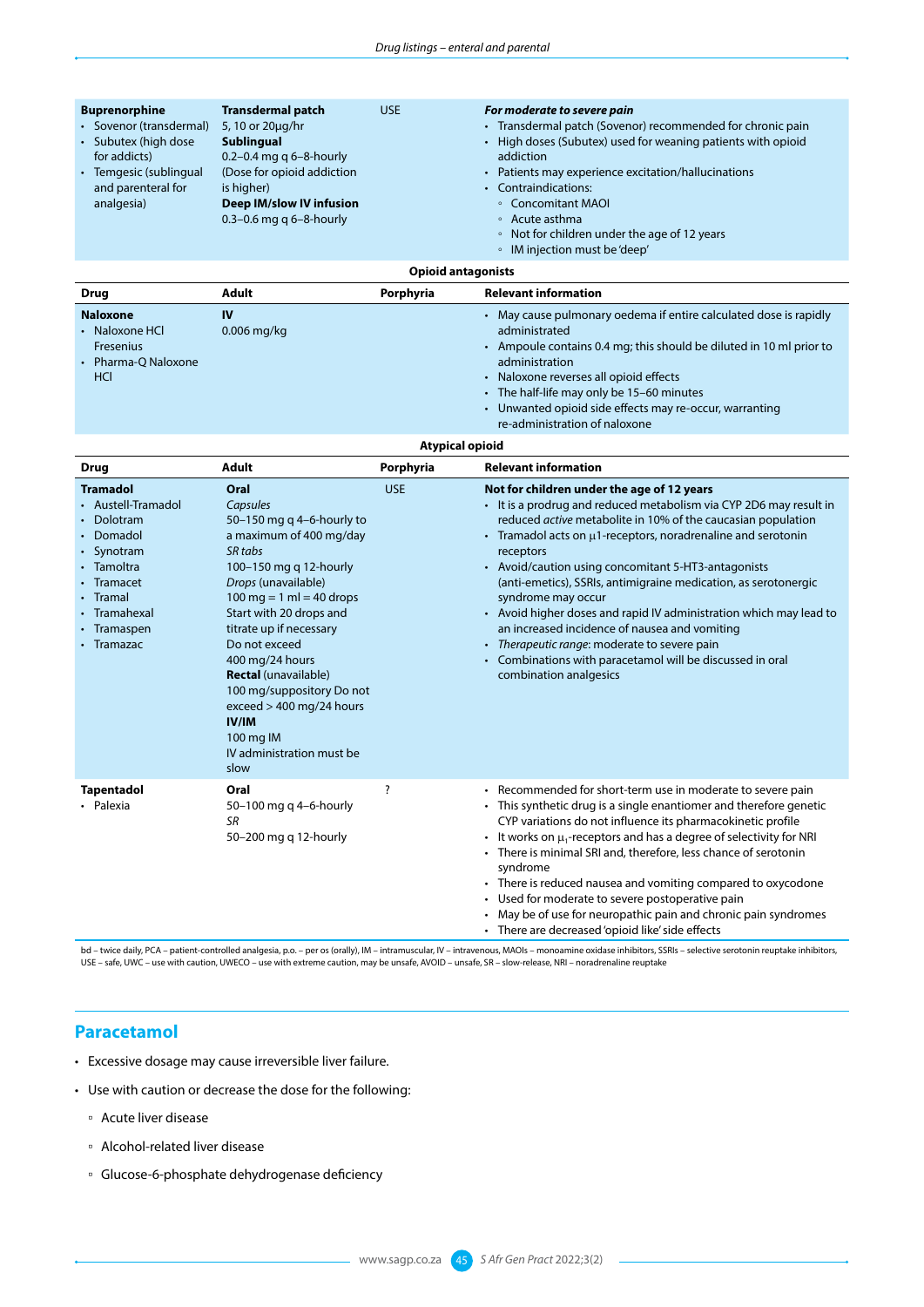| Drug | Adult | Porphyria | Relevant information |
|---|---|---|---|
| **Buprenorphine**<br>• Sovenor (transdermal)<br>• Subutex (high dose for addicts)<br>• Temgesic (sublingual and parenteral for analgesia) | **Transdermal patch**<br>5, 10 or 20μg/hr<br>**Sublingual**<br>0.2–0.4 mg q 6–8-hourly<br>(Dose for opioid addiction is higher)<br>**Deep IM/slow IV infusion**<br>0.3–0.6 mg q 6–8-hourly | USE | ***For moderate to severe pain***<br>• Transdermal patch (Sovenor) recommended for chronic pain<br>• High doses (Subutex) used for weaning patients with opioid addiction<br>• Patients may experience excitation/hallucinations<br>• Contraindications:<br>◦ Concomitant MAOI<br>◦ Acute asthma<br>◦ Not for children under the age of 12 years<br>◦ IM injection must be 'deep' |
| | **Opioid antagonists** | | |
| **Drug** | **Adult** | **Porphyria** | **Relevant information** |
| **Naloxone**<br>• Naloxone HCl Fresenius<br>• Pharma-Q Naloxone HCl | **IV**<br>0.006 mg/kg | | • May cause pulmonary oedema if entire calculated dose is rapidly administrated<br>• Ampoule contains 0.4 mg; this should be diluted in 10 ml prior to administration<br>• Naloxone reverses all opioid effects<br>• The half-life may only be 15–60 minutes<br>• Unwanted opioid side effects may re-occur, warranting re-administration of naloxone |
| | **Atypical opioid** | | |
| **Drug** | **Adult** | **Porphyria** | **Relevant information** |
| **Tramadol**<br>• Austell-Tramadol<br>• Dolotram<br>• Domadol<br>• Synotram<br>• Tamoltra<br>• Tramacet<br>• Tramal<br>• Tramahexal<br>• Tramaspen<br>• Tramazac | **Oral**<br>*Capsules*<br>50–150 mg q 4–6-hourly to a maximum of 400 mg/day<br>*SR tabs*<br>100–150 mg q 12-hourly<br>*Drops* (unavailable)<br>100 mg = 1 ml = 40 drops<br>Start with 20 drops and titrate up if necessary<br>Do not exceed 400 mg/24 hours<br>**Rectal** (unavailable)<br>100 mg/suppository Do not exceed > 400 mg/24 hours<br>**IV/IM**<br>100 mg IM<br>IV administration must be slow | USE | **Not for children under the age of 12 years**<br>• It is a prodrug and reduced metabolism via CYP 2D6 may result in reduced *active* metabolite in 10% of the caucasian population<br>• Tramadol acts on μ1-receptors, noradrenaline and serotonin receptors<br>• Avoid/caution using concomitant 5-HT3-antagonists (anti-emetics), SSRIs, antimigraine medication, as serotonergic syndrome may occur<br>• Avoid higher doses and rapid IV administration which may lead to an increased incidence of nausea and vomiting<br>• *Therapeutic range*: moderate to severe pain<br>• Combinations with paracetamol will be discussed in oral combination analgesics |
| **Tapentadol**<br>• Palexia | **Oral**<br>50–100 mg q 4–6-hourly<br>*SR*<br>50–200 mg q 12-hourly | ? | • Recommended for short-term use in moderate to severe pain<br>• This synthetic drug is a single enantiomer and therefore genetic CYP variations do not influence its pharmacokinetic profile<br>• It works on $\mu_1$-receptors and has a degree of selectivity for NRI<br>• There is minimal SRI and, therefore, less chance of serotonin syndrome<br>• There is reduced nausea and vomiting compared to oxycodone<br>• Used for moderate to severe postoperative pain<br>• May be of use for neuropathic pain and chronic pain syndromes<br>• There are decreased 'opioid like' side effects |

bd – twice daily, PCA – patient-controlled analgesia, p.o. – per os (orally), IM – intramuscular, IV – intravenous, MAOIs – monoamine oxidase inhibitors, SSRIs – selective serotonin reuptake inhibitors, USE – safe, UWC – use with caution, UWECO – use with extreme caution, may be unsafe, AVOID – unsafe, SR – slow-release, NRI – noradrenaline reuptake

## Paracetamol

- Excessive dosage may cause irreversible liver failure.
- Use with caution or decrease the dose for the following:
  - Acute liver disease
  - Alcohol-related liver disease
  - Glucose-6-phosphate dehydrogenase deficiency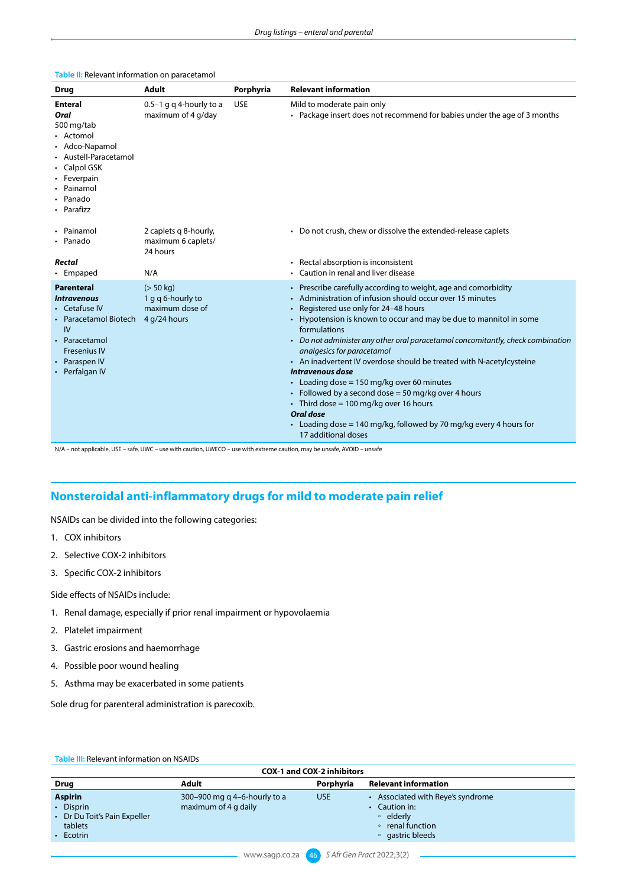**Table II:** Relevant information on paracetamol

| Drug | Adult | Porphyria | Relevant information |
|---|---|---|---|
| **Enteral**<br>***Oral***<br>500 mg/tab<br>• Actomol<br>• Adco-Napamol<br>• Austell-Paracetamol<br>• Calpol GSK<br>• Feverpain<br>• Painamol<br>• Panado<br>• Parafizz | 0.5–1 g q 4-hourly to a maximum of 4 g/day | USE | Mild to moderate pain only<br>• Package insert does not recommend for babies under the age of 3 months |
| • Painamol<br>• Panado | 2 caplets q 8-hourly, maximum 6 caplets/ 24 hours | | • Do not crush, chew or dissolve the extended-release caplets |
| ***Rectal***<br>• Empaped | N/A | | • Rectal absorption is inconsistent<br>• Caution in renal and liver disease |
| **Parenteral**<br>***Intravenous***<br>• Cetafuse IV<br>• Paracetamol Biotech IV<br>• Paracetamol Fresenius IV<br>• Paraspen IV<br>• Perfalgan IV | (> 50 kg)<br>1 g q 6-hourly to maximum dose of 4 g/24 hours | | • Prescribe carefully according to weight, age and comorbidity<br>• Administration of infusion should occur over 15 minutes<br>• Registered use only for 24–48 hours<br>• Hypotension is known to occur and may be due to mannitol in some formulations<br>• *Do not administer any other oral paracetamol concomitantly, check combination analgesics for paracetamol*<br>• An inadvertent IV overdose should be treated with N-acetylcysteine<br>***Intravenous dose***<br>• Loading dose = 150 mg/kg over 60 minutes<br>• Followed by a second dose = 50 mg/kg over 4 hours<br>• Third dose = 100 mg/kg over 16 hours<br>***Oral dose***<br>• Loading dose = 140 mg/kg, followed by 70 mg/kg every 4 hours for 17 additional doses |

N/A – not applicable, USE – safe, UWC – use with caution, UWECO – use with extreme caution, may be unsafe, AVOID – unsafe

## Nonsteroidal anti-inflammatory drugs for mild to moderate pain relief

NSAIDs can be divided into the following categories:

1. COX inhibitors
2. Selective COX-2 inhibitors
3. Specific COX-2 inhibitors

Side effects of NSAIDs include:

1. Renal damage, especially if prior renal impairment or hypovolaemia
2. Platelet impairment
3. Gastric erosions and haemorrhage
4. Possible poor wound healing
5. Asthma may be exacerbated in some patients

Sole drug for parenteral administration is parecoxib.

**Table III:** Relevant information on NSAIDs

| COX-1 and COX-2 inhibitors | | | |
|---|---|---|---|
| **Drug** | **Adult** | **Porphyria** | **Relevant information** |
| **Aspirin**<br>• Disprin<br>• Dr Du Toit's Pain Expeller tablets<br>• Ecotrin | 300–900 mg q 4–6-hourly to a maximum of 4 g daily | USE | • Associated with Reye's syndrome<br>• Caution in:<br>◦ elderly<br>◦ renal function<br>◦ gastric bleeds |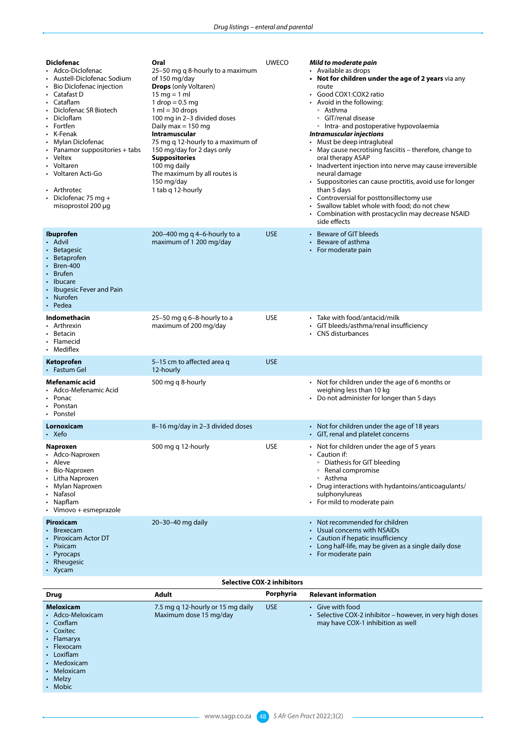| Drug | Adult | Porphyria | Relevant information |
|---|---|---|---|
| **Diclofenac**<br>• Adco-Diclofenac<br>• Austell-Diclofenac Sodium<br>• Bio Diclofenac injection<br>• Catafast D<br>• Cataflam<br>• Diclofenac SR Biotech<br>• Dicloflam<br>• Fortfen<br>• K-Fenak<br>• Mylan Diclofenac<br>• Panamor suppositories + tabs<br>• Veltex<br>• Voltaren<br>• Voltaren Acti-Go<br><br>• Arthrotec<br>• Diclofenac 75 mg + misoprostol 200 µg | **Oral**<br>25–50 mg q 8-hourly to a maximum of 150 mg/day<br>**Drops** (only Voltaren)<br>15 mg = 1 ml<br>1 drop = 0.5 mg<br>1 ml = 30 drops<br>100 mg in 2–3 divided doses<br>Daily max = 150 mg<br>**Intramuscular**<br>75 mg q 12-hourly to a maximum of 150 mg/day for 2 days only<br>**Suppositories**<br>100 mg daily<br>The maximum by all routes is 150 mg/day<br>1 tab q 12-hourly | UWECO | ***Mild to moderate pain***<br>• Available as drops<br>• **Not for children under the age of 2 years** via any route<br>• Good COX1:COX2 ratio<br>• Avoid in the following:<br>  ◦ Asthma<br>  ◦ GIT/renal disease<br>  ◦ Intra- and postoperative hypovolaemia<br>***Intramuscular injections***<br>• Must be deep intragluteal<br>• May cause necrotising fasciitis – therefore, change to oral therapy ASAP<br>• Inadvertent injection into nerve may cause irreversible neural damage<br>• Suppositories can cause proctitis, avoid use for longer than 5 days<br>• Controversial for posttonsillectomy use<br>• Swallow tablet whole with food; do not chew<br>• Combination with prostacyclin may decrease NSAID side effects |
| **Ibuprofen**<br>• Advil<br>• Betagesic<br>• Betaprofen<br>• Bren-400<br>• Brufen<br>• Ibucare<br>• Ibugesic Fever and Pain<br>• Nurofen<br>• Pedea | 200–400 mg q 4–6-hourly to a maximum of 1 200 mg/day | USE | • Beware of GIT bleeds<br>• Beware of asthma<br>• For moderate pain |
| **Indomethacin**<br>• Arthrexin<br>• Betacin<br>• Flamecid<br>• Mediflex | 25–50 mg q 6–8-hourly to a maximum of 200 mg/day | USE | • Take with food/antacid/milk<br>• GIT bleeds/asthma/renal insufficiency<br>• CNS disturbances |
| **Ketoprofen**<br>• Fastum Gel | 5–15 cm to affected area q 12-hourly | USE | |
| **Mefenamic acid**<br>• Adco-Mefenamic Acid<br>• Ponac<br>• Ponstan<br>• Ponstel | 500 mg q 8-hourly | | • Not for children under the age of 6 months or weighing less than 10 kg<br>• Do not administer for longer than 5 days |
| **Lornoxicam**<br>• Xefo | 8–16 mg/day in 2–3 divided doses | | • Not for children under the age of 18 years<br>• GIT, renal and platelet concerns |
| **Naproxen**<br>• Adco-Naproxen<br>• Aleve<br>• Bio-Naproxen<br>• Litha Naproxen<br>• Mylan Naproxen<br>• Nafasol<br>• Napflam<br>• Vimovo + esmeprazole | 500 mg q 12-hourly | USE | • Not for children under the age of 5 years<br>• Caution if:<br>  ◦ Diathesis for GIT bleeding<br>  ◦ Renal compromise<br>  ◦ Asthma<br>• Drug interactions with hydantoins/anticoagulants/sulphonylureas<br>• For mild to moderate pain |
| **Piroxicam**<br>• Brexecam<br>• Piroxicam Actor DT<br>• Pixicam<br>• Pyrocaps<br>• Rheugesic<br>• Xycam | 20–30–40 mg daily | | • Not recommended for children<br>• Usual concerns with NSAIDs<br>• Caution if hepatic insufficiency<br>• Long half-life, may be given as a single daily dose<br>• For moderate pain |

**Selective COX-2 inhibitors**

| Drug | Adult | Porphyria | Relevant information |
|---|---|---|---|
| **Meloxicam**<br>• Adco-Meloxicam<br>• Coxflam<br>• Coxitec<br>• Flamaryx<br>• Flexocam<br>• Loxiflam<br>• Medoxicam<br>• Meloxicam<br>• Melzy<br>• Mobic | 7.5 mg q 12-hourly or 15 mg daily<br>Maximum dose 15 mg/day | USE | • Give with food<br>• Selective COX-2 inhibitor – however, in very high doses may have COX-1 inhibition as well |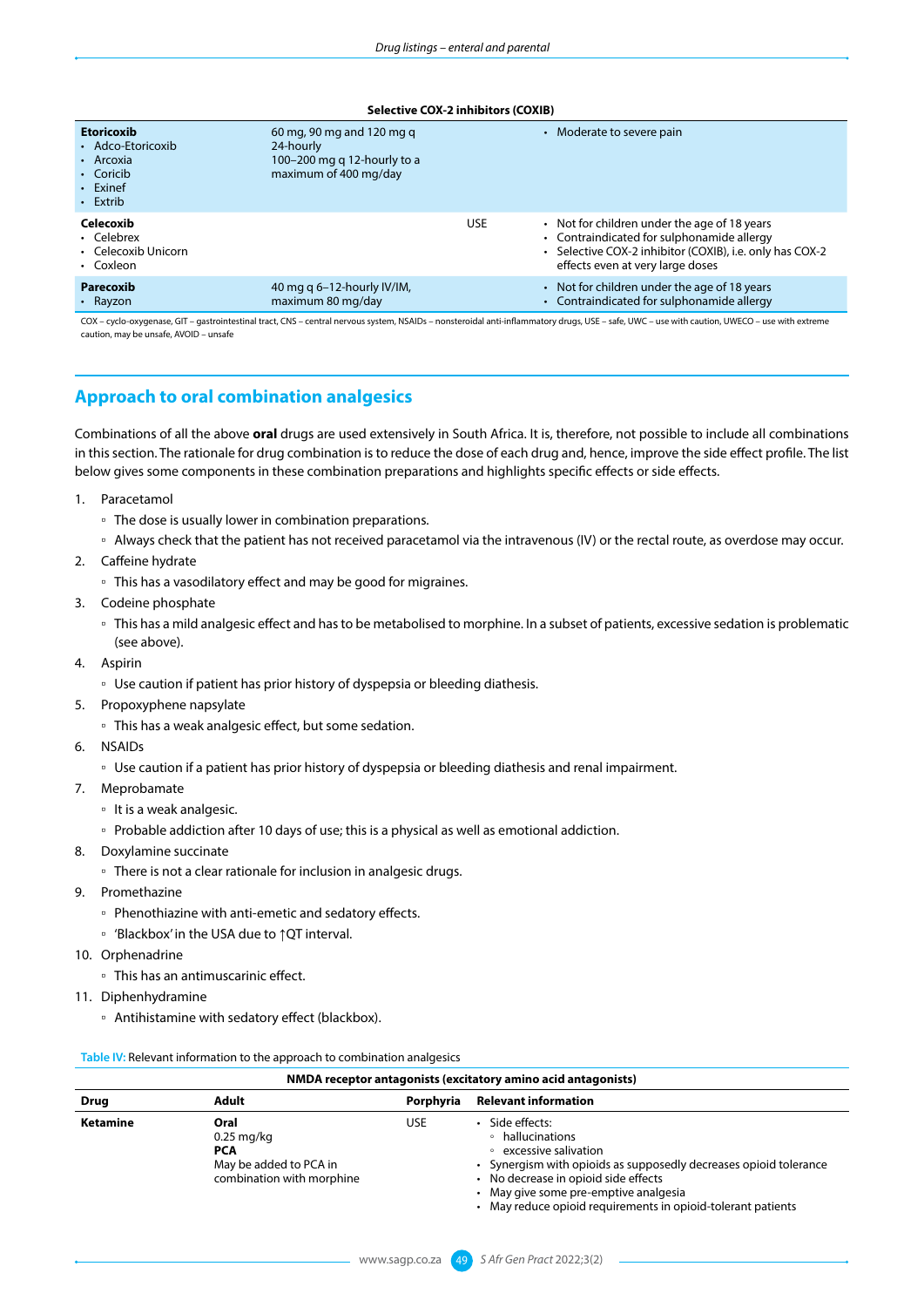| Selective COX-2 inhibitors (COXIB) | | | |
|---|---|---|---|
| **Etoricoxib**<br>• Adco-Etoricoxib<br>• Arcoxia<br>• Coricib<br>• Exinef<br>• Extrib | 60 mg, 90 mg and 120 mg q 24-hourly<br>100–200 mg q 12-hourly to a maximum of 400 mg/day | | • Moderate to severe pain |
| **Celecoxib**<br>• Celebrex<br>• Celecoxib Unicorn<br>• Coxleon | | USE | • Not for children under the age of 18 years<br>• Contraindicated for sulphonamide allergy<br>• Selective COX-2 inhibitor (COXIB), i.e. only has COX-2 effects even at very large doses |
| **Parecoxib**<br>• Rayzon | 40 mg q 6–12-hourly IV/IM, maximum 80 mg/day | | • Not for children under the age of 18 years<br>• Contraindicated for sulphonamide allergy |

COX – cyclo-oxygenase, GIT – gastrointestinal tract, CNS – central nervous system, NSAIDs – nonsteroidal anti-inflammatory drugs, USE – safe, UWC – use with caution, UWECO – use with extreme caution, may be unsafe, AVOID – unsafe

## Approach to oral combination analgesics

Combinations of all the above **oral** drugs are used extensively in South Africa. It is, therefore, not possible to include all combinations in this section. The rationale for drug combination is to reduce the dose of each drug and, hence, improve the side effect profile. The list below gives some components in these combination preparations and highlights specific effects or side effects.

1. Paracetamol
   - The dose is usually lower in combination preparations.
   - Always check that the patient has not received paracetamol via the intravenous (IV) or the rectal route, as overdose may occur.
2. Caffeine hydrate
   - This has a vasodilatory effect and may be good for migraines.
3. Codeine phosphate
   - This has a mild analgesic effect and has to be metabolised to morphine. In a subset of patients, excessive sedation is problematic (see above).
4. Aspirin
   - Use caution if patient has prior history of dyspepsia or bleeding diathesis.
5. Propoxyphene napsylate
   - This has a weak analgesic effect, but some sedation.
6. NSAIDs
   - Use caution if a patient has prior history of dyspepsia or bleeding diathesis and renal impairment.
7. Meprobamate
   - It is a weak analgesic.
   - Probable addiction after 10 days of use; this is a physical as well as emotional addiction.
8. Doxylamine succinate
   - There is not a clear rationale for inclusion in analgesic drugs.
9. Promethazine
   - Phenothiazine with anti-emetic and sedatory effects.
   - 'Blackbox' in the USA due to ↑QT interval.
10. Orphenadrine
    - This has an antimuscarinic effect.
11. Diphenhydramine
    - Antihistamine with sedatory effect (blackbox).

**Table IV:** Relevant information to the approach to combination analgesics

| NMDA receptor antagonists (excitatory amino acid antagonists) | | | |
|---|---|---|---|
| **Drug** | **Adult** | **Porphyria** | **Relevant information** |
| **Ketamine** | **Oral**<br>0.25 mg/kg<br>**PCA**<br>May be added to PCA in combination with morphine | USE | • Side effects:<br>  ◦ hallucinations<br>  ◦ excessive salivation<br>• Synergism with opioids as supposedly decreases opioid tolerance<br>• No decrease in opioid side effects<br>• May give some pre-emptive analgesia<br>• May reduce opioid requirements in opioid-tolerant patients |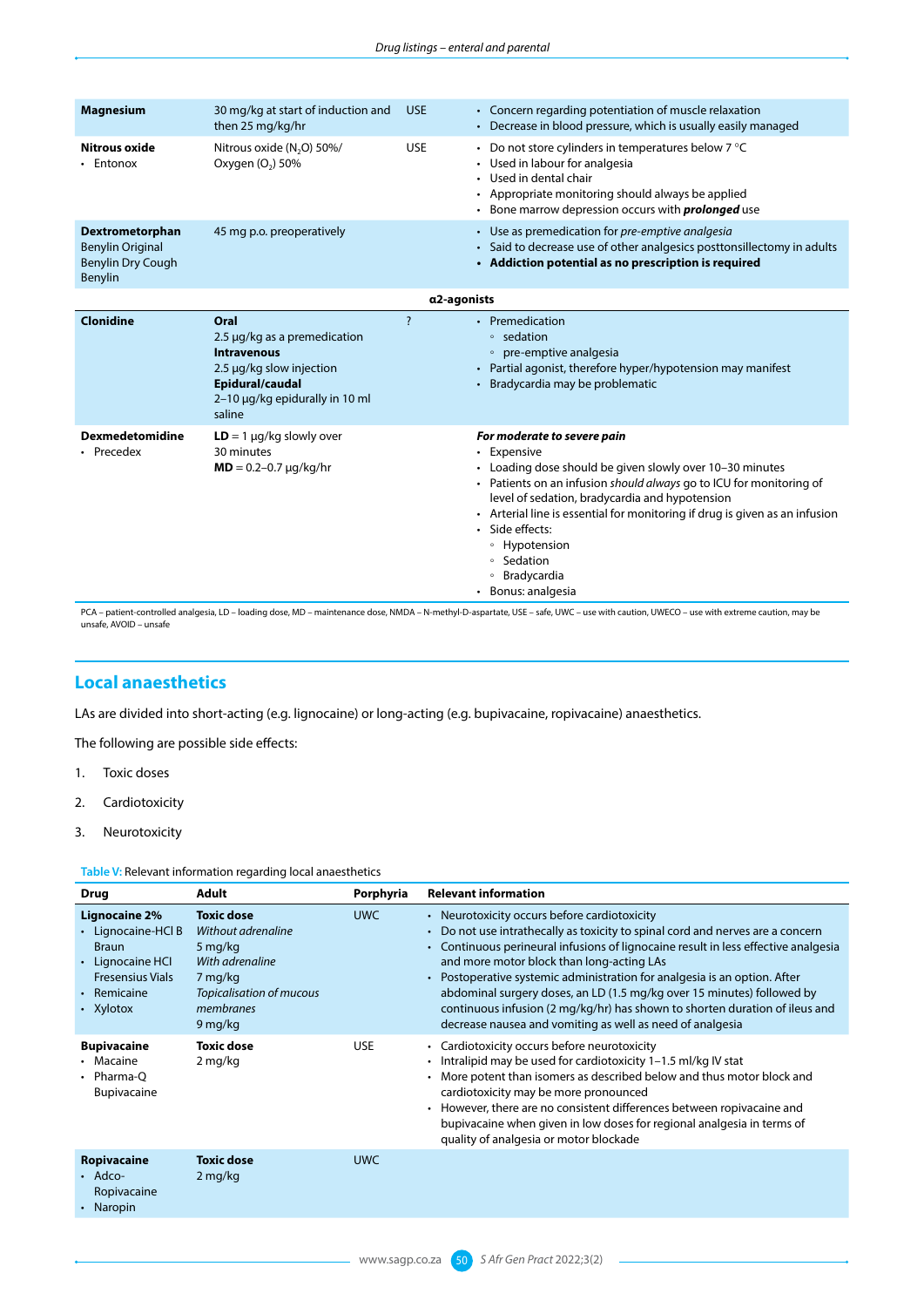| | | | |
|---|---|---|---|
| **Magnesium** | 30 mg/kg at start of induction and then 25 mg/kg/hr | USE | • Concern regarding potentiation of muscle relaxation<br>• Decrease in blood pressure, which is usually easily managed |
| **Nitrous oxide**<br>• Entonox | Nitrous oxide ($N_2O$) 50%/ Oxygen ($O_2$) 50% | USE | • Do not store cylinders in temperatures below 7 °C<br>• Used in labour for analgesia<br>• Used in dental chair<br>• Appropriate monitoring should always be applied<br>• Bone marrow depression occurs with ***prolonged*** use |
| **Dextrometorphan**<br>Benylin Original<br>Benylin Dry Cough<br>Benylin | 45 mg p.o. preoperatively | | • Use as premedication for *pre-emptive analgesia*<br>• Said to decrease use of other analgesics posttonsillectomy in adults<br>• **Addiction potential as no prescription is required** |
| | | **α2-agonists** | |
| **Clonidine** | **Oral**<br>2.5 µg/kg as a premedication<br>**Intravenous**<br>2.5 µg/kg slow injection<br>**Epidural/caudal**<br>2–10 µg/kg epidurally in 10 ml saline | ? | • Premedication<br>◦ sedation<br>◦ pre-emptive analgesia<br>• Partial agonist, therefore hyper/hypotension may manifest<br>• Bradycardia may be problematic |
| **Dexmedetomidine**<br>• Precedex | **LD** = 1 µg/kg slowly over 30 minutes<br>**MD** = 0.2–0.7 µg/kg/hr | | ***For moderate to severe pain***<br>• Expensive<br>• Loading dose should be given slowly over 10–30 minutes<br>• Patients on an infusion *should always* go to ICU for monitoring of level of sedation, bradycardia and hypotension<br>• Arterial line is essential for monitoring if drug is given as an infusion<br>• Side effects:<br>◦ Hypotension<br>◦ Sedation<br>◦ Bradycardia<br>• Bonus: analgesia |

PCA – patient-controlled analgesia, LD – loading dose, MD – maintenance dose, NMDA – N-methyl-D-aspartate, USE – safe, UWC – use with caution, UWECO – use with extreme caution, may be unsafe, AVOID – unsafe

## Local anaesthetics

LAs are divided into short-acting (e.g. lignocaine) or long-acting (e.g. bupivacaine, ropivacaine) anaesthetics.

The following are possible side effects:

1. Toxic doses
2. Cardiotoxicity
3. Neurotoxicity

**Table V:** Relevant information regarding local anaesthetics

| Drug | Adult | Porphyria | Relevant information |
|---|---|---|---|
| **Lignocaine 2%**<br>• Lignocaine-HCl B Braun<br>• Lignocaine HCl Fresensius Vials<br>• Remicaine<br>• Xylotox | **Toxic dose**<br>*Without adrenaline*<br>5 mg/kg<br>*With adrenaline*<br>7 mg/kg<br>*Topicalisation of mucous membranes*<br>9 mg/kg | UWC | • Neurotoxicity occurs before cardiotoxicity<br>• Do not use intrathecally as toxicity to spinal cord and nerves are a concern<br>• Continuous perineural infusions of lignocaine result in less effective analgesia and more motor block than long-acting LAs<br>• Postoperative systemic administration for analgesia is an option. After abdominal surgery doses, an LD (1.5 mg/kg over 15 minutes) followed by continuous infusion (2 mg/kg/hr) has shown to shorten duration of ileus and decrease nausea and vomiting as well as need of analgesia |
| **Bupivacaine**<br>• Macaine<br>• Pharma-Q Bupivacaine | **Toxic dose**<br>2 mg/kg | USE | • Cardiotoxicity occurs before neurotoxicity<br>• Intralipid may be used for cardiotoxicity 1–1.5 ml/kg IV stat<br>• More potent than isomers as described below and thus motor block and cardiotoxicity may be more pronounced<br>• However, there are no consistent differences between ropivacaine and bupivacaine when given in low doses for regional analgesia in terms of quality of analgesia or motor blockade |
| **Ropivacaine**<br>• Adco-Ropivacaine<br>• Naropin | **Toxic dose**<br>2 mg/kg | UWC | |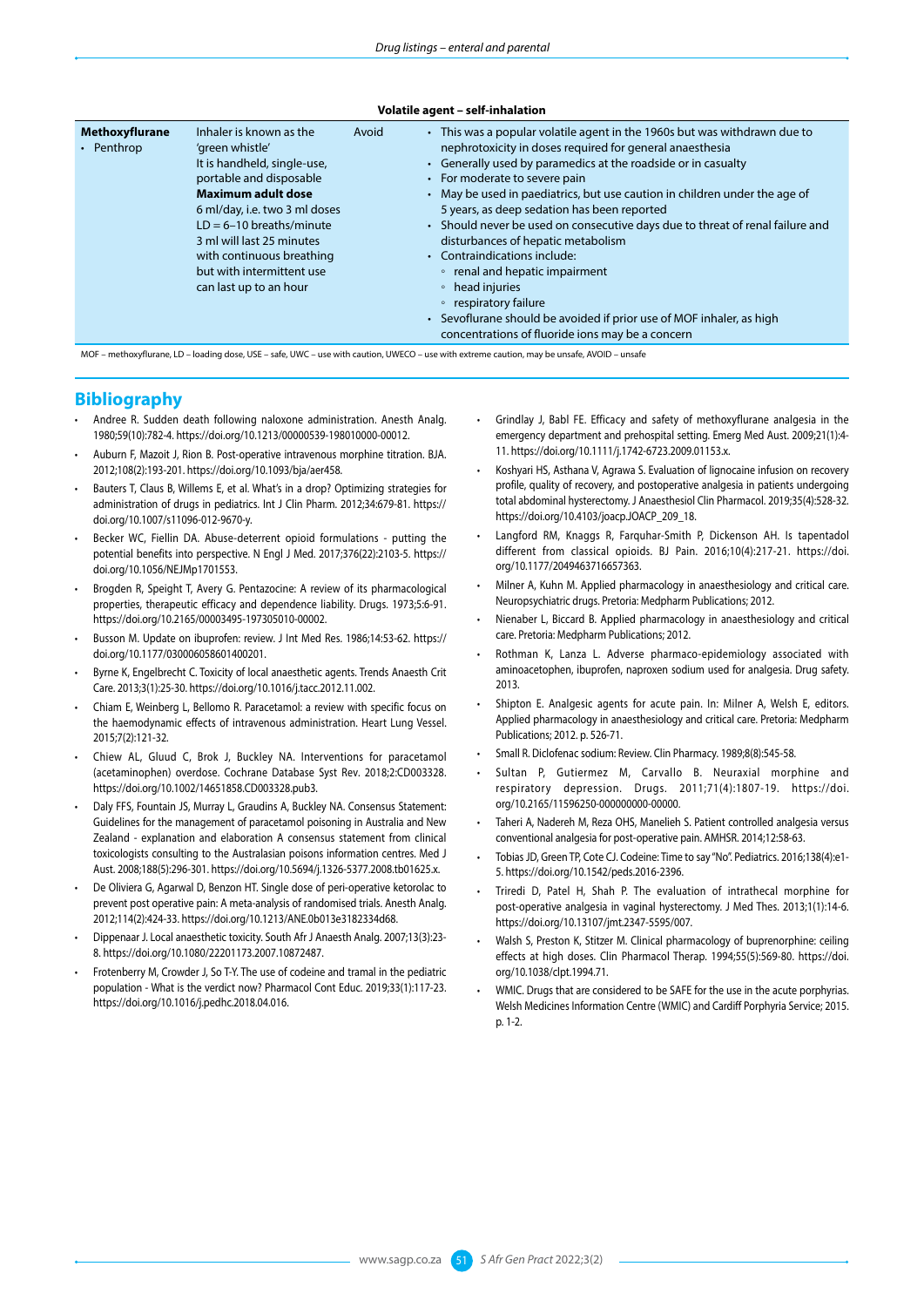**Volatile agent – self-inhalation**

| | | | |
|---|---|---|---|
| **Methoxyflurane**<br>• Penthrop | Inhaler is known as the 'green whistle'<br>It is handheld, single-use, portable and disposable<br>**Maximum adult dose**<br>6 ml/day, i.e. two 3 ml doses<br>LD = 6–10 breaths/minute<br>3 ml will last 25 minutes with continuous breathing but with intermittent use can last up to an hour | Avoid | • This was a popular volatile agent in the 1960s but was withdrawn due to nephrotoxicity in doses required for general anaesthesia<br>• Generally used by paramedics at the roadside or in casualty<br>• For moderate to severe pain<br>• May be used in paediatrics, but use caution in children under the age of 5 years, as deep sedation has been reported<br>• Should never be used on consecutive days due to threat of renal failure and disturbances of hepatic metabolism<br>• Contraindications include:<br>◦ renal and hepatic impairment<br>◦ head injuries<br>◦ respiratory failure<br>• Sevoflurane should be avoided if prior use of MOF inhaler, as high concentrations of fluoride ions may be a concern |

MOF – methoxyflurane, LD – loading dose, USE – safe, UWC – use with caution, UWECO – use with extreme caution, may be unsafe, AVOID – unsafe

## Bibliography

- Andree R. Sudden death following naloxone administration. Anesth Analg. 1980;59(10):782-4. https://doi.org/10.1213/00000539-198010000-00012.
- Auburn F, Mazoit J, Rion B. Post-operative intravenous morphine titration. BJA. 2012;108(2):193-201. https://doi.org/10.1093/bja/aer458.
- Bauters T, Claus B, Willems E, et al. What's in a drop? Optimizing strategies for administration of drugs in pediatrics. Int J Clin Pharm. 2012;34:679-81. https://doi.org/10.1007/s11096-012-9670-y.
- Becker WC, Fiellin DA. Abuse-deterrent opioid formulations - putting the potential benefits into perspective. N Engl J Med. 2017;376(22):2103-5. https://doi.org/10.1056/NEJMp1701553.
- Brogden R, Speight T, Avery G. Pentazocine: A review of its pharmacological properties, therapeutic efficacy and dependence liability. Drugs. 1973;5:6-91. https://doi.org/10.2165/00003495-197305010-00002.
- Busson M. Update on ibuprofen: review. J Int Med Res. 1986;14:53-62. https://doi.org/10.1177/030006058601400201.
- Byrne K, Engelbrecht C. Toxicity of local anaesthetic agents. Trends Anaesth Crit Care. 2013;3(1):25-30. https://doi.org/10.1016/j.tacc.2012.11.002.
- Chiam E, Weinberg L, Bellomo R. Paracetamol: a review with specific focus on the haemodynamic effects of intravenous administration. Heart Lung Vessel. 2015;7(2):121-32.
- Chiew AL, Gluud C, Brok J, Buckley NA. Interventions for paracetamol (acetaminophen) overdose. Cochrane Database Syst Rev. 2018;2:CD003328. https://doi.org/10.1002/14651858.CD003328.pub3.
- Daly FFS, Fountain JS, Murray L, Graudins A, Buckley NA. Consensus Statement: Guidelines for the management of paracetamol poisoning in Australia and New Zealand - explanation and elaboration A consensus statement from clinical toxicologists consulting to the Australasian poisons information centres. Med J Aust. 2008;188(5):296-301. https://doi.org/10.5694/j.1326-5377.2008.tb01625.x.
- De Oliviera G, Agarwal D, Benzon HT. Single dose of peri-operative ketorolac to prevent post operative pain: A meta-analysis of randomised trials. Anesth Analg. 2012;114(2):424-33. https://doi.org/10.1213/ANE.0b013e3182334d68.
- Dippenaar J. Local anaesthetic toxicity. South Afr J Anaesth Analg. 2007;13(3):23-8. https://doi.org/10.1080/22201173.2007.10872487.
- Frotenberry M, Crowder J, So T-Y. The use of codeine and tramal in the pediatric population - What is the verdict now? Pharmacol Cont Educ. 2019;33(1):117-23. https://doi.org/10.1016/j.pedhc.2018.04.016.
- Grindlay J, Babl FE. Efficacy and safety of methoxyflurane analgesia in the emergency department and prehospital setting. Emerg Med Aust. 2009;21(1):4-11. https://doi.org/10.1111/j.1742-6723.2009.01153.x.
- Koshyari HS, Asthana V, Agrawa S. Evaluation of lignocaine infusion on recovery profile, quality of recovery, and postoperative analgesia in patients undergoing total abdominal hysterectomy. J Anaesthesiol Clin Pharmacol. 2019;35(4):528-32. https://doi.org/10.4103/joacp.JOACP_209_18.
- Langford RM, Knaggs R, Farquhar-Smith P, Dickenson AH. Is tapentadol different from classical opioids. BJ Pain. 2016;10(4):217-21. https://doi.org/10.1177/2049463716657363.
- Milner A, Kuhn M. Applied pharmacology in anaesthesiology and critical care. Neuropsychiatric drugs. Pretoria: Medpharm Publications; 2012.
- Nienaber L, Biccard B. Applied pharmacology in anaesthesiology and critical care. Pretoria: Medpharm Publications; 2012.
- Rothman K, Lanza L. Adverse pharmaco-epidemiology associated with aminoacetophen, ibuprofen, naproxen sodium used for analgesia. Drug safety. 2013.
- Shipton E. Analgesic agents for acute pain. In: Milner A, Welsh E, editors. Applied pharmacology in anaesthesiology and critical care. Pretoria: Medpharm Publications; 2012. p. 526-71.
- Small R. Diclofenac sodium: Review. Clin Pharmacy. 1989;8(8):545-58.
- Sultan P, Gutiermez M, Carvallo B. Neuraxial morphine and respiratory depression. Drugs. 2011;71(4):1807-19. https://doi.org/10.2165/11596250-000000000-00000.
- Taheri A, Nadereh M, Reza OHS, Manelieh S. Patient controlled analgesia versus conventional analgesia for post-operative pain. AMHSR. 2014;12:58-63.
- Tobias JD, Green TP, Cote CJ. Codeine: Time to say "No". Pediatrics. 2016;138(4):e1-5. https://doi.org/10.1542/peds.2016-2396.
- Triredi D, Patel H, Shah P. The evaluation of intrathecal morphine for post-operative analgesia in vaginal hysterectomy. J Med Thes. 2013;1(1):14-6. https://doi.org/10.13107/jmt.2347-5595/007.
- Walsh S, Preston K, Stitzer M. Clinical pharmacology of buprenorphine: ceiling effects at high doses. Clin Pharmacol Therap. 1994;55(5):569-80. https://doi.org/10.1038/clpt.1994.71.
- WMIC. Drugs that are considered to be SAFE for the use in the acute porphyrias. Welsh Medicines Information Centre (WMIC) and Cardiff Porphyria Service; 2015. p. 1-2.